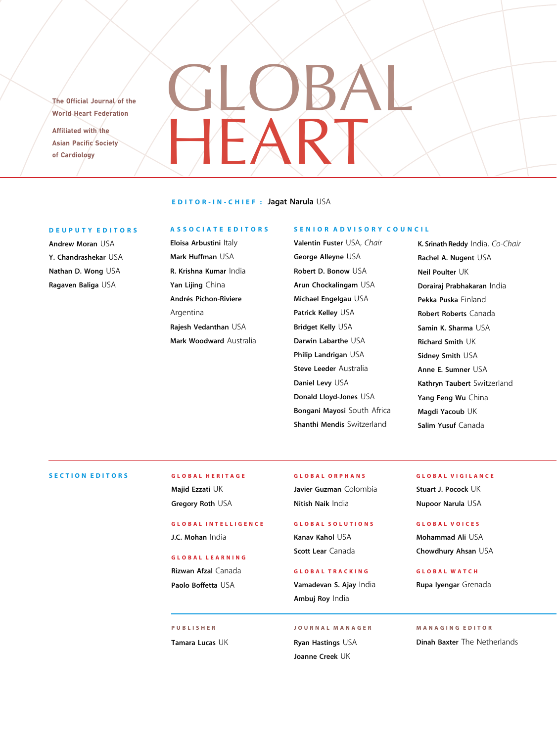The Official Journal of the World Heart Federation

Affiliated with the Asian Pacific Society of Cardiology

# GLOBAL HEART

**EDITOR-IN-CHIEF:** **Jagat Narula** USA

## DEUPUTY EDITORS

**Andrew Moran** USA
**Y. Chandrashekar** USA
**Nathan D. Wong** USA
**Ragaven Baliga** USA

## ASSOCIATE EDITORS

**Eloisa Arbustini** Italy
**Mark Huffman** USA
**R. Krishna Kumar** India
**Yan Lijing** China
**Andrés Pichon-Riviere** Argentina
**Rajesh Vedanthan** USA
**Mark Woodward** Australia

## SENIOR ADVISORY COUNCIL

**Valentin Fuster** USA, *Chair*
**George Alleyne** USA
**Robert D. Bonow** USA
**Arun Chockalingam** USA
**Michael Engelgau** USA
**Patrick Kelley** USA
**Bridget Kelly** USA
**Darwin Labarthe** USA
**Philip Landrigan** USA
**Steve Leeder** Australia
**Daniel Levy** USA
**Donald Lloyd-Jones** USA
**Bongani Mayosi** South Africa
**Shanthi Mendis** Switzerland
**K. Srinath Reddy** India, *Co-Chair*
**Rachel A. Nugent** USA
**Neil Poulter** UK
**Dorairaj Prabhakaran** India
**Pekka Puska** Finland
**Robert Roberts** Canada
**Samin K. Sharma** USA
**Richard Smith** UK
**Sidney Smith** USA
**Anne E. Sumner** USA
**Kathryn Taubert** Switzerland
**Yang Feng Wu** China
**Magdi Yacoub** UK
**Salim Yusuf** Canada

## SECTION EDITORS

### GLOBAL HERITAGE

**Majid Ezzati** UK
**Gregory Roth** USA

### GLOBAL INTELLIGENCE

**J.C. Mohan** India

### GLOBAL LEARNING

**Rizwan Afzal** Canada
**Paolo Boffetta** USA

### GLOBAL ORPHANS

**Javier Guzman** Colombia
**Nitish Naik** India

### GLOBAL SOLUTIONS

**Kanav Kahol** USA
**Scott Lear** Canada

### GLOBAL TRACKING

**Vamadevan S. Ajay** India
**Ambuj Roy** India

### GLOBAL VIGILANCE

**Stuart J. Pocock** UK
**Nupoor Narula** USA

### GLOBAL VOICES

**Mohammad Ali** USA
**Chowdhury Ahsan** USA

### GLOBAL WATCH

**Rupa Iyengar** Grenada

## PUBLISHER

**Tamara Lucas** UK

## JOURNAL MANAGER

**Ryan Hastings** USA
**Joanne Creek** UK

## MANAGING EDITOR

**Dinah Baxter** The Netherlands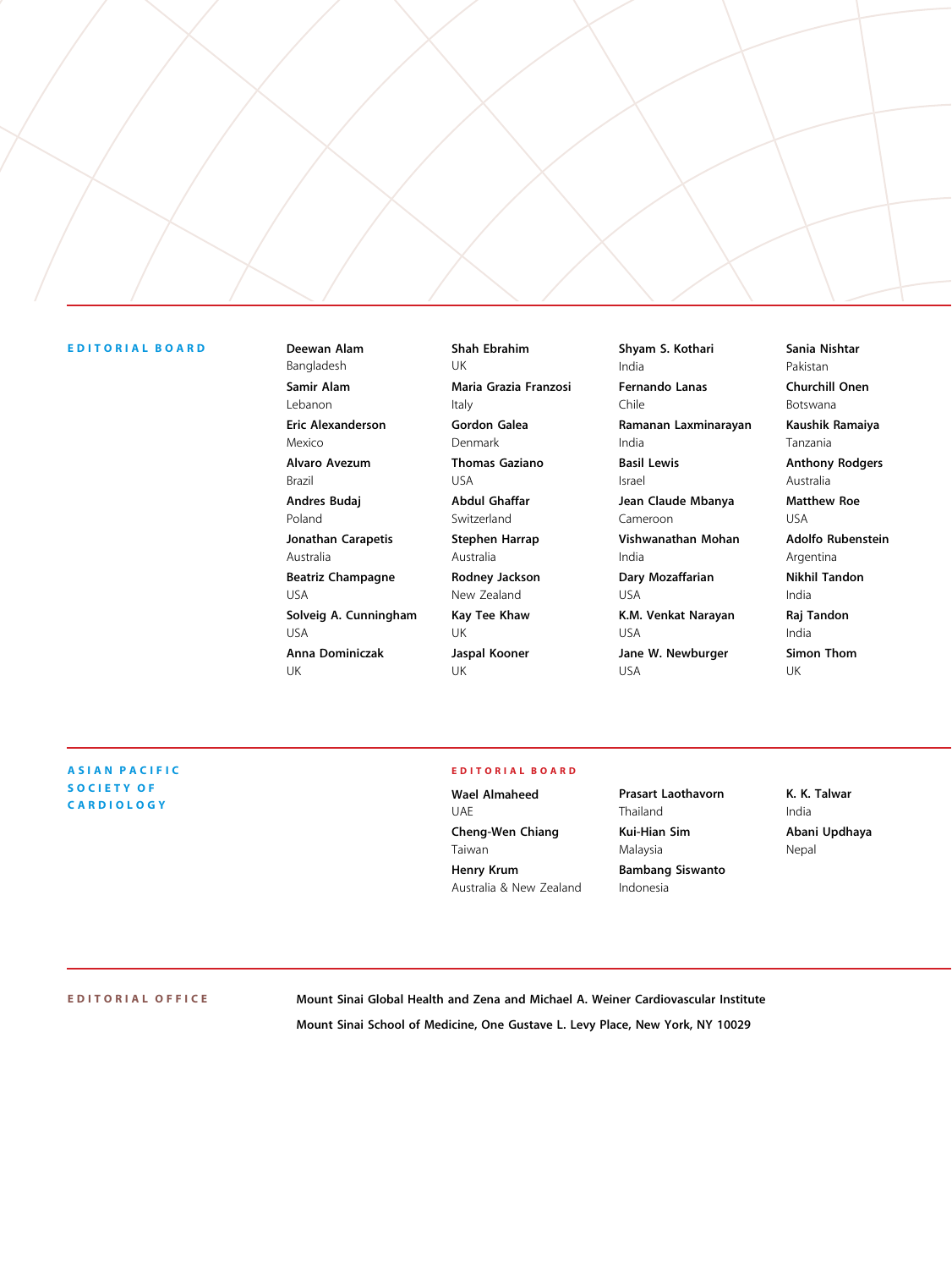## EDITORIAL BOARD

**Deewan Alam**
Bangladesh

**Samir Alam**
Lebanon

**Eric Alexanderson**
Mexico

**Alvaro Avezum**
Brazil

**Andres Budaj**
Poland

**Jonathan Carapetis**
Australia

**Beatriz Champagne**
USA

**Solveig A. Cunningham**
USA

**Anna Dominiczak**
UK

**Shah Ebrahim**
UK

**Maria Grazia Franzosi**
Italy

**Gordon Galea**
Denmark

**Thomas Gaziano**
USA

**Abdul Ghaffar**
Switzerland

**Stephen Harrap**
Australia

**Rodney Jackson**
New Zealand

**Kay Tee Khaw**
UK

**Jaspal Kooner**
UK

**Shyam S. Kothari**
India

**Fernando Lanas**
Chile

**Ramanan Laxminarayan**
India

**Basil Lewis**
Israel

**Jean Claude Mbanya**
Cameroon

**Vishwanathan Mohan**
India

**Dary Mozaffarian**
USA

**K.M. Venkat Narayan**
USA

**Jane W. Newburger**
USA

**Sania Nishtar**
Pakistan

**Churchill Onen**
Botswana

**Kaushik Ramaiya**
Tanzania

**Anthony Rodgers**
Australia

**Matthew Roe**
USA

**Adolfo Rubenstein**
Argentina

**Nikhil Tandon**
India

**Raj Tandon**
India

**Simon Thom**
UK

## ASIAN PACIFIC SOCIETY OF CARDIOLOGY

### EDITORIAL BOARD

**Wael Almaheed**
UAE

**Cheng-Wen Chiang**
Taiwan

**Henry Krum**
Australia & New Zealand

**Prasart Laothavorn**
Thailand

**Kui-Hian Sim**
Malaysia

**Bambang Siswanto**
Indonesia

**K. K. Talwar**
India

**Abani Updhaya**
Nepal

## EDITORIAL OFFICE

**Mount Sinai Global Health and Zena and Michael A. Weiner Cardiovascular Institute**

**Mount Sinai School of Medicine, One Gustave L. Levy Place, New York, NY 10029**